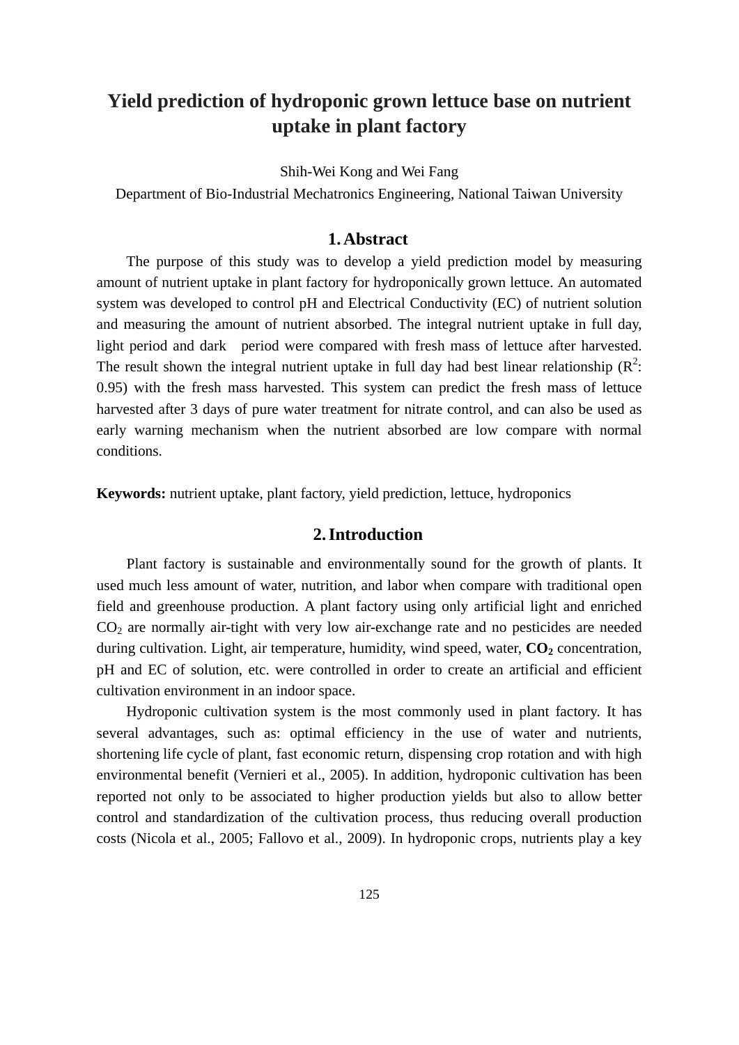# Yield prediction of hydroponic grown lettuce base on nutrient uptake in plant factory

Shih-Wei Kong and Wei Fang

Department of Bio-Industrial Mechatronics Engineering, National Taiwan University

## 1. Abstract

The purpose of this study was to develop a yield prediction model by measuring amount of nutrient uptake in plant factory for hydroponically grown lettuce. An automated system was developed to control pH and Electrical Conductivity (EC) of nutrient solution and measuring the amount of nutrient absorbed. The integral nutrient uptake in full day, light period and dark period were compared with fresh mass of lettuce after harvested. The result shown the integral nutrient uptake in full day had best linear relationship ($R^2$: 0.95) with the fresh mass harvested. This system can predict the fresh mass of lettuce harvested after 3 days of pure water treatment for nitrate control, and can also be used as early warning mechanism when the nutrient absorbed are low compare with normal conditions.

**Keywords:** nutrient uptake, plant factory, yield prediction, lettuce, hydroponics

## 2. Introduction

Plant factory is sustainable and environmentally sound for the growth of plants. It used much less amount of water, nutrition, and labor when compare with traditional open field and greenhouse production. A plant factory using only artificial light and enriched $CO_2$ are normally air-tight with very low air-exchange rate and no pesticides are needed during cultivation. Light, air temperature, humidity, wind speed, water, **$CO_2$** concentration, pH and EC of solution, etc. were controlled in order to create an artificial and efficient cultivation environment in an indoor space.

Hydroponic cultivation system is the most commonly used in plant factory. It has several advantages, such as: optimal efficiency in the use of water and nutrients, shortening life cycle of plant, fast economic return, dispensing crop rotation and with high environmental benefit (Vernieri et al., 2005). In addition, hydroponic cultivation has been reported not only to be associated to higher production yields but also to allow better control and standardization of the cultivation process, thus reducing overall production costs (Nicola et al., 2005; Fallovo et al., 2009). In hydroponic crops, nutrients play a key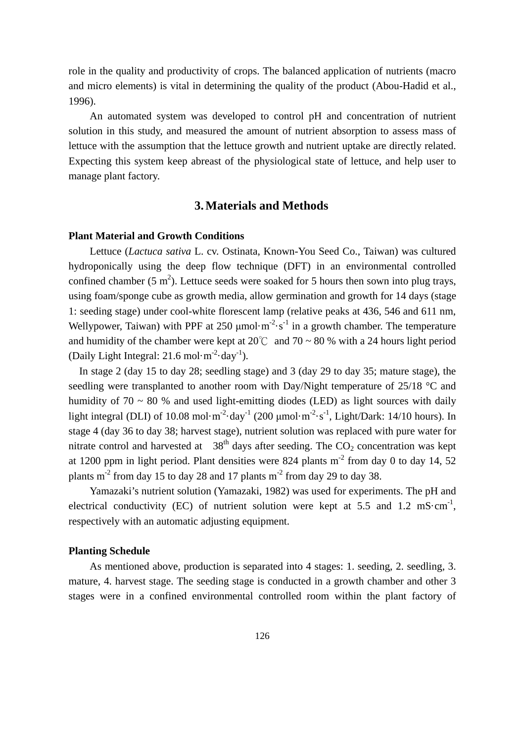role in the quality and productivity of crops. The balanced application of nutrients (macro and micro elements) is vital in determining the quality of the product (Abou-Hadid et al., 1996).

An automated system was developed to control pH and concentration of nutrient solution in this study, and measured the amount of nutrient absorption to assess mass of lettuce with the assumption that the lettuce growth and nutrient uptake are directly related. Expecting this system keep abreast of the physiological state of lettuce, and help user to manage plant factory.

## 3. Materials and Methods

**Plant Material and Growth Conditions**

Lettuce (*Lactuca sativa* L. cv. Ostinata, Known-You Seed Co., Taiwan) was cultured hydroponically using the deep flow technique (DFT) in an environmental controlled confined chamber (5 $m^2$). Lettuce seeds were soaked for 5 hours then sown into plug trays, using foam/sponge cube as growth media, allow germination and growth for 14 days (stage 1: seeding stage) under cool-white florescent lamp (relative peaks at 436, 546 and 611 nm, Wellypower, Taiwan) with PPF at 250 $\mu mol \cdot m^{-2} \cdot s^{-1}$ in a growth chamber. The temperature and humidity of the chamber were kept at 20℃ and 70 ~ 80 % with a 24 hours light period (Daily Light Integral: 21.6 $mol \cdot m^{-2} \cdot day^{-1}$).

In stage 2 (day 15 to day 28; seedling stage) and 3 (day 29 to day 35; mature stage), the seedling were transplanted to another room with Day/Night temperature of 25/18 °C and humidity of 70 ~ 80 % and used light-emitting diodes (LED) as light sources with daily light integral (DLI) of 10.08 $mol \cdot m^{-2} \cdot day^{-1}$ (200 $\mu mol \cdot m^{-2} \cdot s^{-1}$, Light/Dark: 14/10 hours). In stage 4 (day 36 to day 38; harvest stage), nutrient solution was replaced with pure water for nitrate control and harvested at 38$^{th}$ days after seeding. The $CO_2$ concentration was kept at 1200 ppm in light period. Plant densities were 824 plants $m^{-2}$ from day 0 to day 14, 52 plants $m^{-2}$ from day 15 to day 28 and 17 plants $m^{-2}$ from day 29 to day 38.

Yamazaki's nutrient solution (Yamazaki, 1982) was used for experiments. The pH and electrical conductivity (EC) of nutrient solution were kept at 5.5 and 1.2 $mS \cdot cm^{-1}$, respectively with an automatic adjusting equipment.

**Planting Schedule**

As mentioned above, production is separated into 4 stages: 1. seeding, 2. seedling, 3. mature, 4. harvest stage. The seeding stage is conducted in a growth chamber and other 3 stages were in a confined environmental controlled room within the plant factory of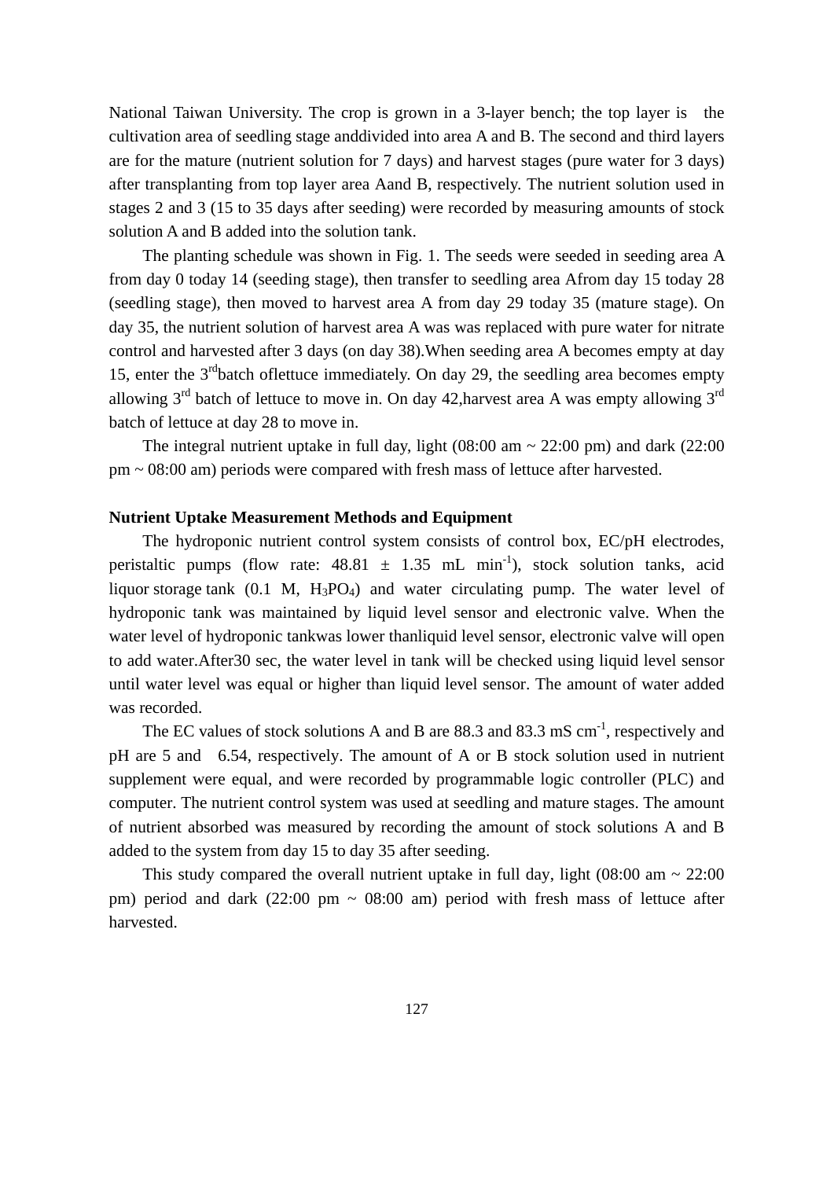National Taiwan University. The crop is grown in a 3-layer bench; the top layer is the cultivation area of seedling stage anddivided into area A and B. The second and third layers are for the mature (nutrient solution for 7 days) and harvest stages (pure water for 3 days) after transplanting from top layer area Aand B, respectively. The nutrient solution used in stages 2 and 3 (15 to 35 days after seeding) were recorded by measuring amounts of stock solution A and B added into the solution tank.

The planting schedule was shown in Fig. 1. The seeds were seeded in seeding area A from day 0 today 14 (seeding stage), then transfer to seedling area Afrom day 15 today 28 (seedling stage), then moved to harvest area A from day 29 today 35 (mature stage). On day 35, the nutrient solution of harvest area A was was replaced with pure water for nitrate control and harvested after 3 days (on day 38).When seeding area A becomes empty at day 15, enter the 3rdbatch oflettuce immediately. On day 29, the seedling area becomes empty allowing 3rd batch of lettuce to move in. On day 42,harvest area A was empty allowing 3rd batch of lettuce at day 28 to move in.

The integral nutrient uptake in full day, light (08:00 am ~ 22:00 pm) and dark (22:00 pm ~ 08:00 am) periods were compared with fresh mass of lettuce after harvested.

**Nutrient Uptake Measurement Methods and Equipment**

The hydroponic nutrient control system consists of control box, EC/pH electrodes, peristaltic pumps (flow rate: 48.81 ± 1.35 mL min$^{-1}$), stock solution tanks, acid liquor storage tank (0.1 M, $H_3PO_4$) and water circulating pump. The water level of hydroponic tank was maintained by liquid level sensor and electronic valve. When the water level of hydroponic tankwas lower thanliquid level sensor, electronic valve will open to add water.After30 sec, the water level in tank will be checked using liquid level sensor until water level was equal or higher than liquid level sensor. The amount of water added was recorded.

The EC values of stock solutions A and B are 88.3 and 83.3 mS cm$^{-1}$, respectively and pH are 5 and 6.54, respectively. The amount of A or B stock solution used in nutrient supplement were equal, and were recorded by programmable logic controller (PLC) and computer. The nutrient control system was used at seedling and mature stages. The amount of nutrient absorbed was measured by recording the amount of stock solutions A and B added to the system from day 15 to day 35 after seeding.

This study compared the overall nutrient uptake in full day, light (08:00 am ~ 22:00 pm) period and dark (22:00 pm ~ 08:00 am) period with fresh mass of lettuce after harvested.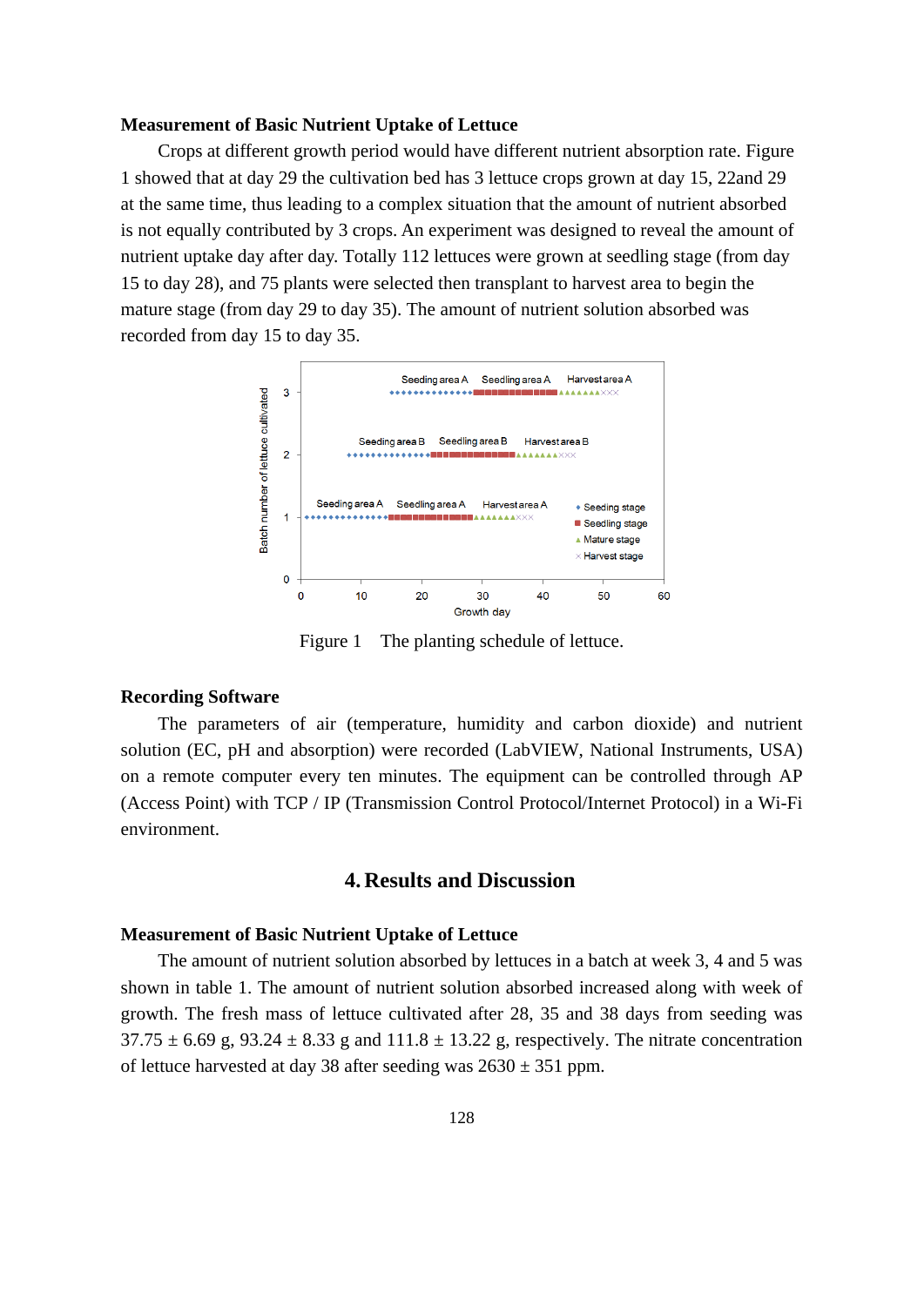**Measurement of Basic Nutrient Uptake of Lettuce**

Crops at different growth period would have different nutrient absorption rate. Figure 1 showed that at day 29 the cultivation bed has 3 lettuce crops grown at day 15, 22and 29 at the same time, thus leading to a complex situation that the amount of nutrient absorbed is not equally contributed by 3 crops. An experiment was designed to reveal the amount of nutrient uptake day after day. Totally 112 lettuces were grown at seedling stage (from day 15 to day 28), and 75 plants were selected then transplant to harvest area to begin the mature stage (from day 29 to day 35). The amount of nutrient solution absorbed was recorded from day 15 to day 35.

Figure 1 The planting schedule of lettuce.

**Recording Software**

The parameters of air (temperature, humidity and carbon dioxide) and nutrient solution (EC, pH and absorption) were recorded (LabVIEW, National Instruments, USA) on a remote computer every ten minutes. The equipment can be controlled through AP (Access Point) with TCP / IP (Transmission Control Protocol/Internet Protocol) in a Wi-Fi environment.

## 4. Results and Discussion

**Measurement of Basic Nutrient Uptake of Lettuce**

The amount of nutrient solution absorbed by lettuces in a batch at week 3, 4 and 5 was shown in table 1. The amount of nutrient solution absorbed increased along with week of growth. The fresh mass of lettuce cultivated after 28, 35 and 38 days from seeding was 37.75 ± 6.69 g, 93.24 ± 8.33 g and 111.8 ± 13.22 g, respectively. The nitrate concentration of lettuce harvested at day 38 after seeding was 2630 ± 351 ppm.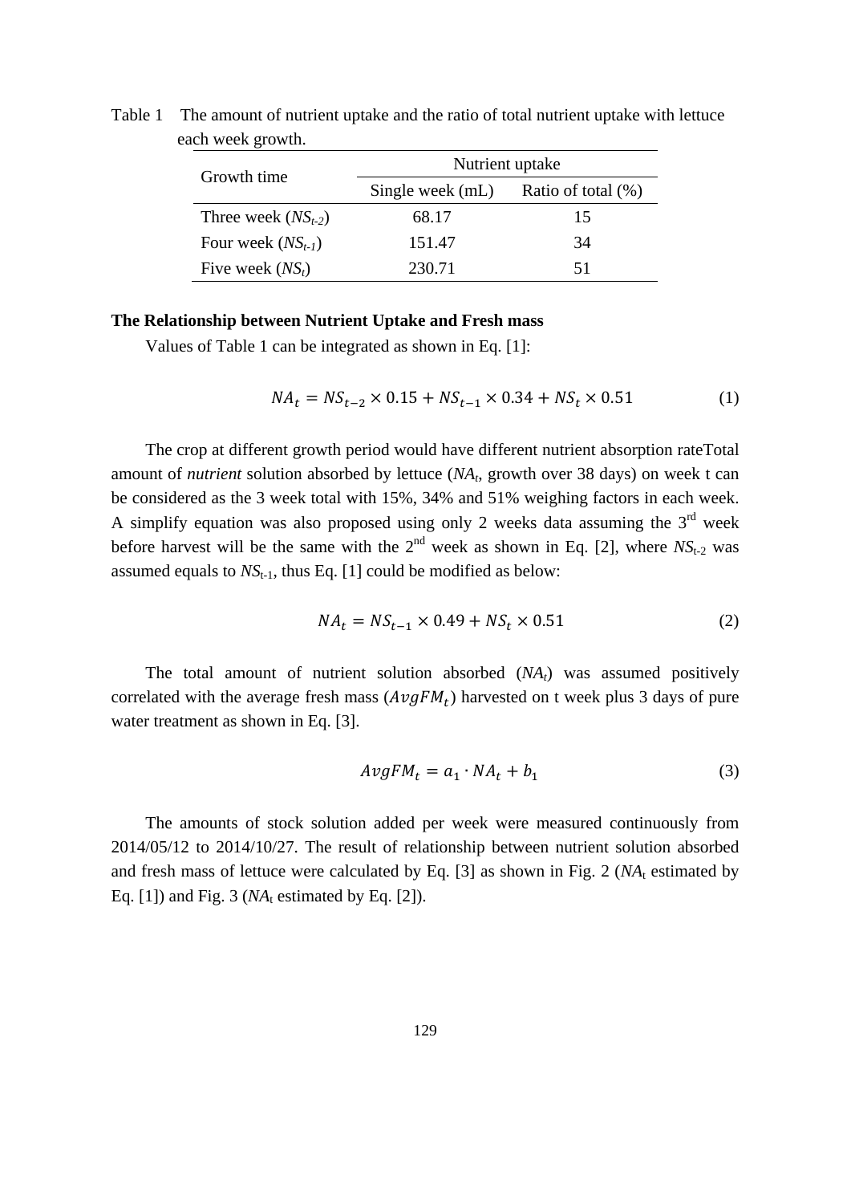Table 1 The amount of nutrient uptake and the ratio of total nutrient uptake with lettuce each week growth.

| Growth time | Nutrient uptake | |
|---|---|---|
| | Single week (mL) | Ratio of total (%) |
| Three week ($NS_{t-2}$) | 68.17 | 15 |
| Four week ($NS_{t-1}$) | 151.47 | 34 |
| Five week ($NS_t$) | 230.71 | 51 |

**The Relationship between Nutrient Uptake and Fresh mass**

Values of Table 1 can be integrated as shown in Eq. [1]:

$$NA_t = NS_{t-2} \times 0.15 + NS_{t-1} \times 0.34 + NS_t \times 0.51 \tag{1}$$

The crop at different growth period would have different nutrient absorption rateTotal amount of *nutrient* solution absorbed by lettuce ($NA_t$, growth over 38 days) on week t can be considered as the 3 week total with 15%, 34% and 51% weighing factors in each week. A simplify equation was also proposed using only 2 weeks data assuming the 3rd week before harvest will be the same with the 2nd week as shown in Eq. [2], where $NS_{t-2}$ was assumed equals to $NS_{t-1}$, thus Eq. [1] could be modified as below:

$$NA_t = NS_{t-1} \times 0.49 + NS_t \times 0.51 \tag{2}$$

The total amount of nutrient solution absorbed ($NA_t$) was assumed positively correlated with the average fresh mass ($AvgFM_t$) harvested on t week plus 3 days of pure water treatment as shown in Eq. [3].

$$AvgFM_t = a_1 \cdot NA_t + b_1 \tag{3}$$

The amounts of stock solution added per week were measured continuously from 2014/05/12 to 2014/10/27. The result of relationship between nutrient solution absorbed and fresh mass of lettuce were calculated by Eq. [3] as shown in Fig. 2 ($NA_t$ estimated by Eq. [1]) and Fig. 3 ($NA_t$ estimated by Eq. [2]).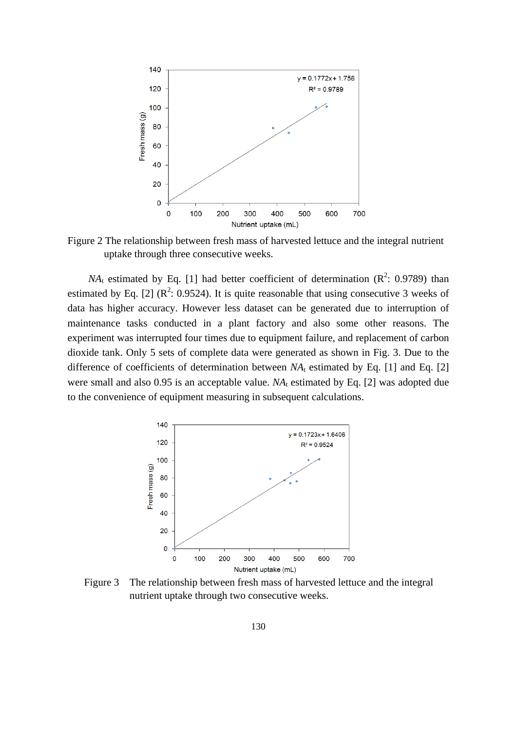Figure 2 The relationship between fresh mass of harvested lettuce and the integral nutrient uptake through three consecutive weeks.

$NA_t$ estimated by Eq. [1] had better coefficient of determination ($R^2$: 0.9789) than estimated by Eq. [2] ($R^2$: 0.9524). It is quite reasonable that using consecutive 3 weeks of data has higher accuracy. However less dataset can be generated due to interruption of maintenance tasks conducted in a plant factory and also some other reasons. The experiment was interrupted four times due to equipment failure, and replacement of carbon dioxide tank. Only 5 sets of complete data were generated as shown in Fig. 3. Due to the difference of coefficients of determination between $NA_t$ estimated by Eq. [1] and Eq. [2] were small and also 0.95 is an acceptable value. $NA_t$ estimated by Eq. [2] was adopted due to the convenience of equipment measuring in subsequent calculations.

Figure 3 The relationship between fresh mass of harvested lettuce and the integral nutrient uptake through two consecutive weeks.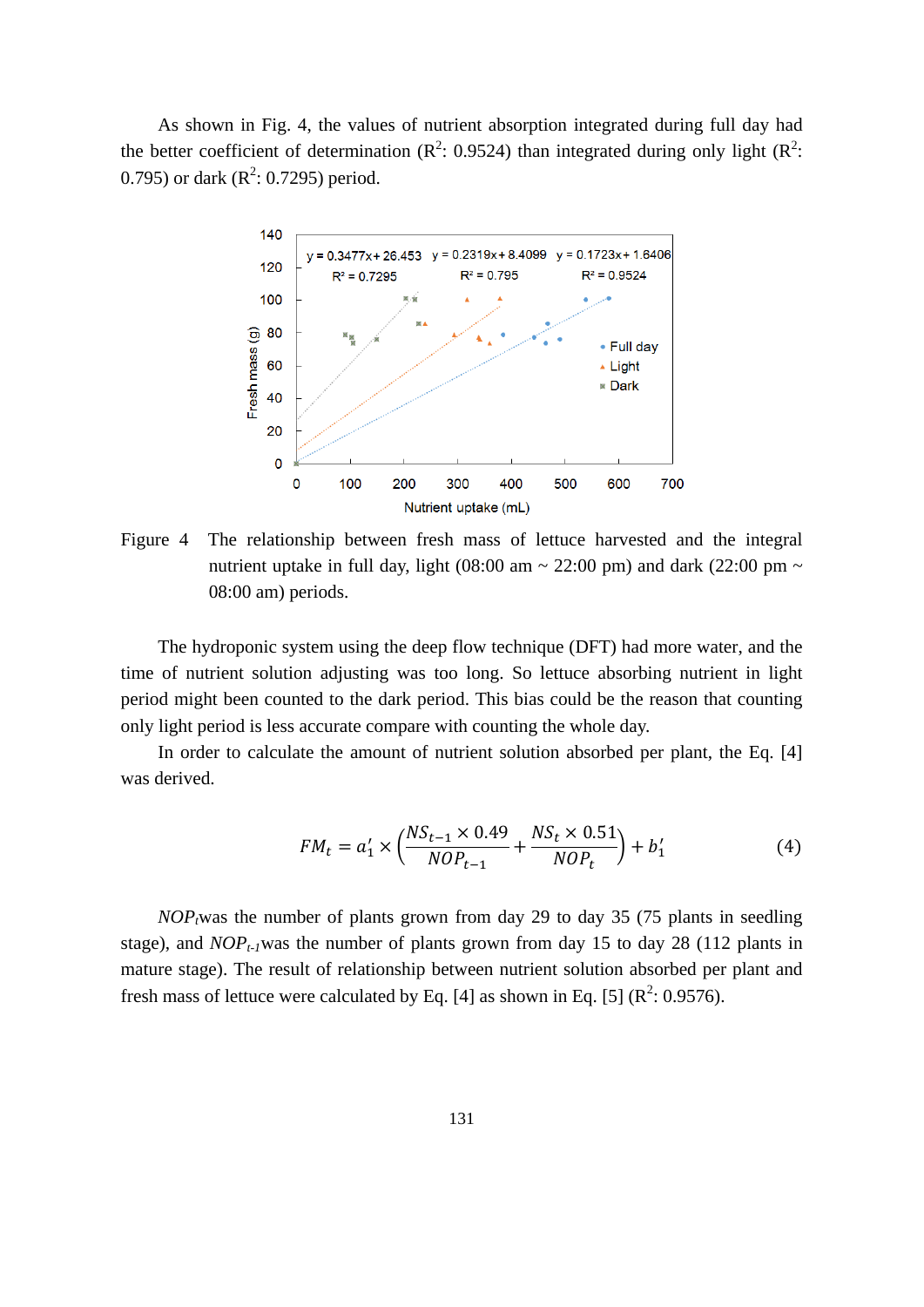As shown in Fig. 4, the values of nutrient absorption integrated during full day had the better coefficient of determination ($R^2$: 0.9524) than integrated during only light ($R^2$: 0.795) or dark ($R^2$: 0.7295) period.

Figure 4 The relationship between fresh mass of lettuce harvested and the integral nutrient uptake in full day, light (08:00 am ~ 22:00 pm) and dark (22:00 pm ~ 08:00 am) periods.

The hydroponic system using the deep flow technique (DFT) had more water, and the time of nutrient solution adjusting was too long. So lettuce absorbing nutrient in light period might been counted to the dark period. This bias could be the reason that counting only light period is less accurate compare with counting the whole day.

In order to calculate the amount of nutrient solution absorbed per plant, the Eq. [4] was derived.

$$FM_t = a_1' \times \left( \frac{NS_{t-1} \times 0.49}{NOP_{t-1}} + \frac{NS_t \times 0.51}{NOP_t} \right) + b_1' \quad (4)$$

$NOP_t$ was the number of plants grown from day 29 to day 35 (75 plants in seedling stage), and $NOP_{t-1}$ was the number of plants grown from day 15 to day 28 (112 plants in mature stage). The result of relationship between nutrient solution absorbed per plant and fresh mass of lettuce were calculated by Eq. [4] as shown in Eq. [5] ($R^2$: 0.9576).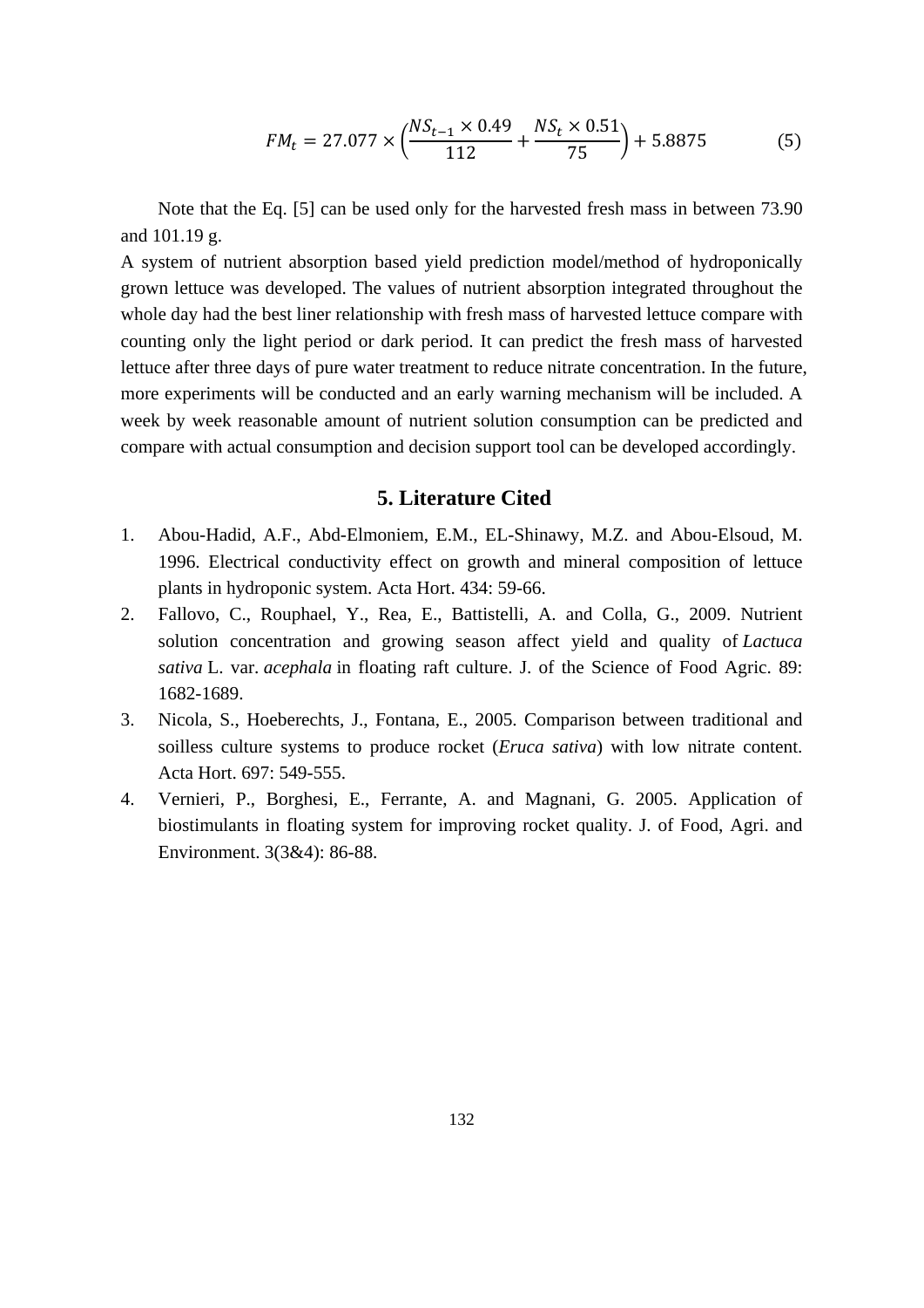$$FM_t = 27.077 \times \left(\frac{NS_{t-1} \times 0.49}{112} + \frac{NS_t \times 0.51}{75}\right) + 5.8875 \quad (5)$$

Note that the Eq. [5] can be used only for the harvested fresh mass in between 73.90 and 101.19 g.

A system of nutrient absorption based yield prediction model/method of hydroponically grown lettuce was developed. The values of nutrient absorption integrated throughout the whole day had the best liner relationship with fresh mass of harvested lettuce compare with counting only the light period or dark period. It can predict the fresh mass of harvested lettuce after three days of pure water treatment to reduce nitrate concentration. In the future, more experiments will be conducted and an early warning mechanism will be included. A week by week reasonable amount of nutrient solution consumption can be predicted and compare with actual consumption and decision support tool can be developed accordingly.

## 5. Literature Cited

1. Abou-Hadid, A.F., Abd-Elmoniem, E.M., EL-Shinawy, M.Z. and Abou-Elsoud, M. 1996. Electrical conductivity effect on growth and mineral composition of lettuce plants in hydroponic system. Acta Hort. 434: 59-66.
2. Fallovo, C., Rouphael, Y., Rea, E., Battistelli, A. and Colla, G., 2009. Nutrient solution concentration and growing season affect yield and quality of *Lactuca sativa* L. var. *acephala* in floating raft culture. J. of the Science of Food Agric. 89: 1682-1689.
3. Nicola, S., Hoeberechts, J., Fontana, E., 2005. Comparison between traditional and soilless culture systems to produce rocket (*Eruca sativa*) with low nitrate content. Acta Hort. 697: 549-555.
4. Vernieri, P., Borghesi, E., Ferrante, A. and Magnani, G. 2005. Application of biostimulants in floating system for improving rocket quality. J. of Food, Agri. and Environment. 3(3&4): 86-88.